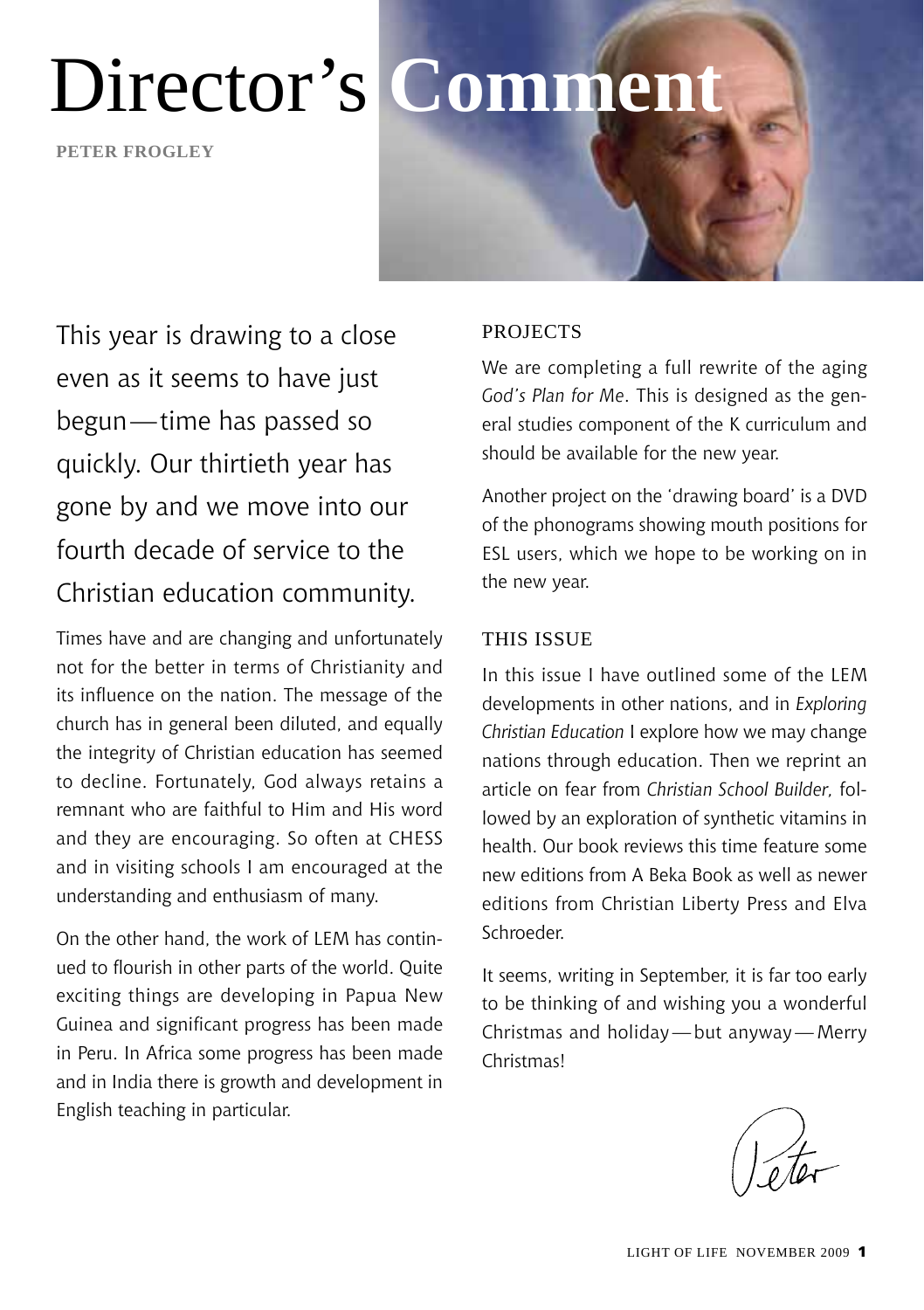# Director's Comment

**PETER FROGLEY**

This year is drawing to a close even as it seems to have just begun—time has passed so quickly. Our thirtieth year has gone by and we move into our fourth decade of service to the Christian education community.

Times have and are changing and unfortunately not for the better in terms of Christianity and its influence on the nation. The message of the church has in general been diluted, and equally the integrity of Christian education has seemed to decline. Fortunately, God always retains a remnant who are faithful to Him and His word and they are encouraging. So often at CHESS and in visiting schools I am encouraged at the understanding and enthusiasm of many.

On the other hand, the work of LEM has continued to flourish in other parts of the world. Quite exciting things are developing in Papua New Guinea and significant progress has been made in Peru. In Africa some progress has been made and in India there is growth and development in English teaching in particular.

## PROJECTS

We are completing a full rewrite of the aging *God's Plan for Me*. This is designed as the general studies component of the K curriculum and should be available for the new year.

Another project on the 'drawing board' is a DVD of the phonograms showing mouth positions for ESL users, which we hope to be working on in the new year.

## THIS ISSUE

In this issue I have outlined some of the LEM developments in other nations, and in *Exploring Christian Education* I explore how we may change nations through education. Then we reprint an article on fear from *Christian School Builder*, followed by an exploration of synthetic vitamins in health. Our book reviews this time feature some new editions from A Beka Book as well as newer editions from Christian Liberty Press and Elva Schroeder.

It seems, writing in September, it is far too early to be thinking of and wishing you a wonderful Christmas and holiday—but anyway—Merry Christmas!

Peter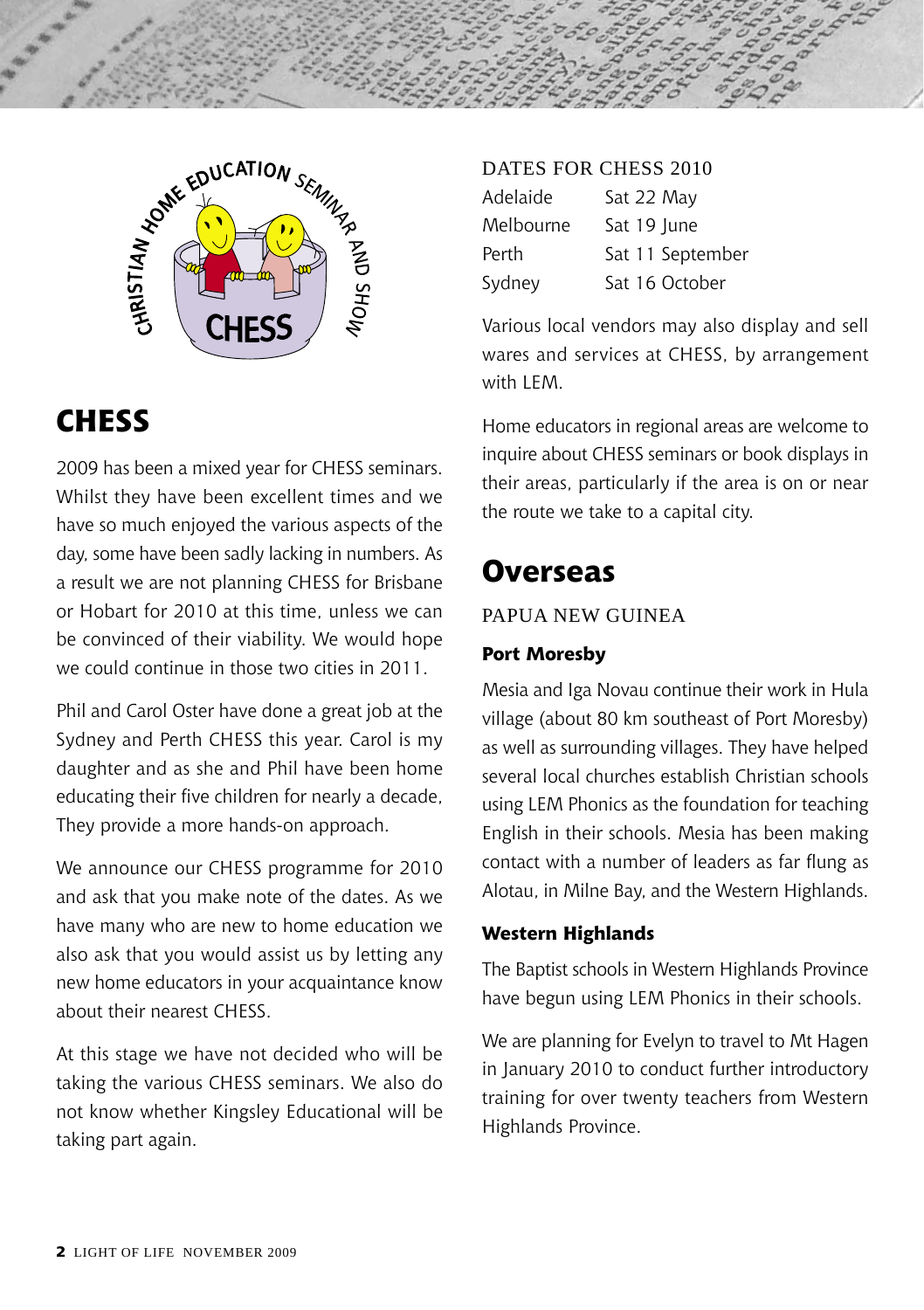## CHESS

2009 has been a mixed year for CHESS seminars. Whilst they have been excellent times and we have so much enjoyed the various aspects of the day, some have been sadly lacking in numbers. As a result we are not planning CHESS for Brisbane or Hobart for 2010 at this time, unless we can be convinced of their viability. We would hope we could continue in those two cities in 2011.

Phil and Carol Oster have done a great job at the Sydney and Perth CHESS this year. Carol is my daughter and as she and Phil have been home educating their five children for nearly a decade, They provide a more hands-on approach.

We announce our CHESS programme for 2010 and ask that you make note of the dates. As we have many who are new to home education we also ask that you would assist us by letting any new home educators in your acquaintance know about their nearest CHESS.

At this stage we have not decided who will be taking the various CHESS seminars. We also do not know whether Kingsley Educational will be taking part again.

### DATES FOR CHESS 2010

| | |
|---|---|
| Adelaide | Sat 22 May |
| Melbourne | Sat 19 June |
| Perth | Sat 11 September |
| Sydney | Sat 16 October |

Various local vendors may also display and sell wares and services at CHESS, by arrangement with LEM.

Home educators in regional areas are welcome to inquire about CHESS seminars or book displays in their areas, particularly if the area is on or near the route we take to a capital city.

## Overseas

### PAPUA NEW GUINEA

#### Port Moresby

Mesia and Iga Novau continue their work in Hula village (about 80 km southeast of Port Moresby) as well as surrounding villages. They have helped several local churches establish Christian schools using LEM Phonics as the foundation for teaching English in their schools. Mesia has been making contact with a number of leaders as far flung as Alotau, in Milne Bay, and the Western Highlands.

#### Western Highlands

The Baptist schools in Western Highlands Province have begun using LEM Phonics in their schools.

We are planning for Evelyn to travel to Mt Hagen in January 2010 to conduct further introductory training for over twenty teachers from Western Highlands Province.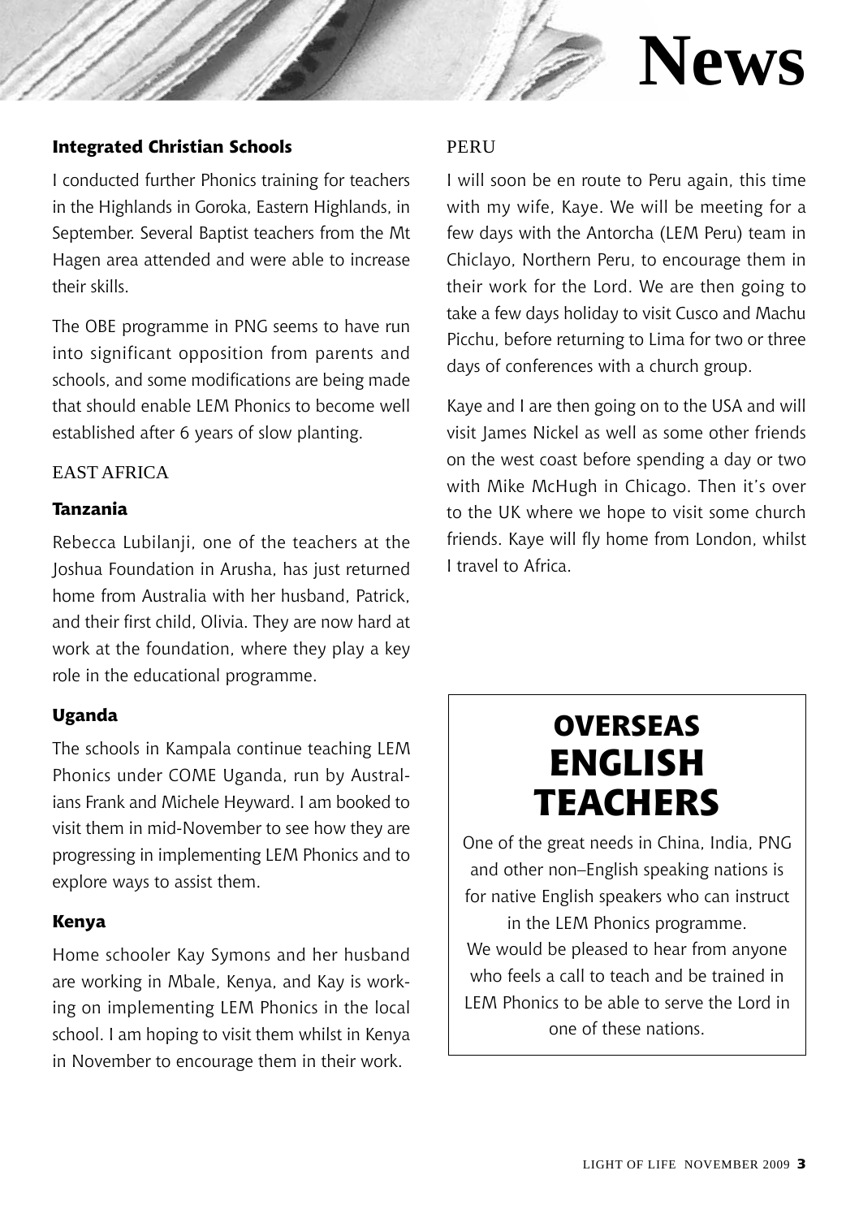# News

### Integrated Christian Schools

I conducted further Phonics training for teachers in the Highlands in Goroka, Eastern Highlands, in September. Several Baptist teachers from the Mt Hagen area attended and were able to increase their skills.

The OBE programme in PNG seems to have run into significant opposition from parents and schools, and some modifications are being made that should enable LEM Phonics to become well established after 6 years of slow planting.

## EAST AFRICA

### Tanzania

Rebecca Lubilanji, one of the teachers at the Joshua Foundation in Arusha, has just returned home from Australia with her husband, Patrick, and their first child, Olivia. They are now hard at work at the foundation, where they play a key role in the educational programme.

### Uganda

The schools in Kampala continue teaching LEM Phonics under COME Uganda, run by Australians Frank and Michele Heyward. I am booked to visit them in mid-November to see how they are progressing in implementing LEM Phonics and to explore ways to assist them.

### Kenya

Home schooler Kay Symons and her husband are working in Mbale, Kenya, and Kay is working on implementing LEM Phonics in the local school. I am hoping to visit them whilst in Kenya in November to encourage them in their work.

## PERU

I will soon be en route to Peru again, this time with my wife, Kaye. We will be meeting for a few days with the Antorcha (LEM Peru) team in Chiclayo, Northern Peru, to encourage them in their work for the Lord. We are then going to take a few days holiday to visit Cusco and Machu Picchu, before returning to Lima for two or three days of conferences with a church group.

Kaye and I are then going on to the USA and will visit James Nickel as well as some other friends on the west coast before spending a day or two with Mike McHugh in Chicago. Then it's over to the UK where we hope to visit some church friends. Kaye will fly home from London, whilst I travel to Africa.

## OVERSEAS ENGLISH TEACHERS

One of the great needs in China, India, PNG and other non–English speaking nations is for native English speakers who can instruct in the LEM Phonics programme.
We would be pleased to hear from anyone who feels a call to teach and be trained in LEM Phonics to be able to serve the Lord in one of these nations.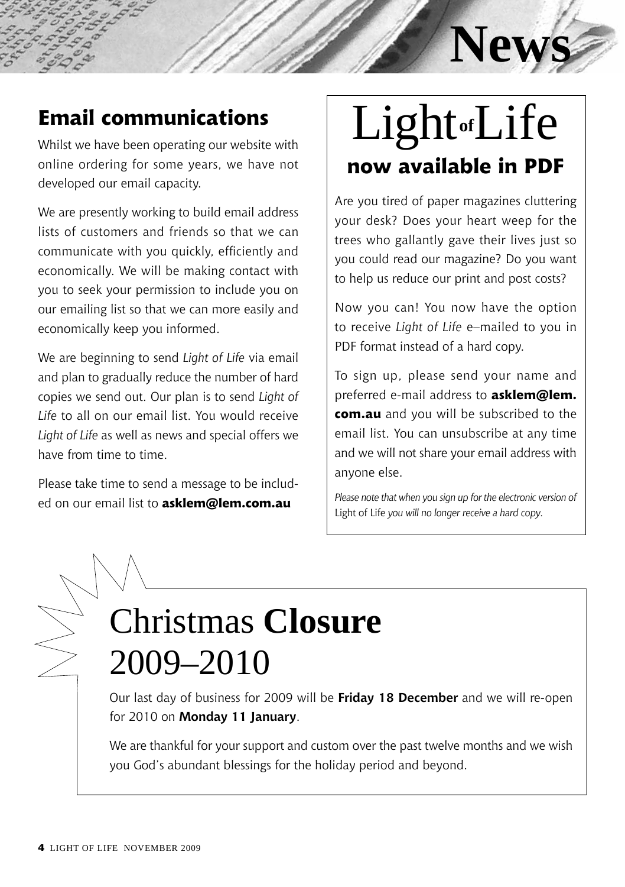# News

## Email communications

Whilst we have been operating our website with online ordering for some years, we have not developed our email capacity.

We are presently working to build email address lists of customers and friends so that we can communicate with you quickly, efficiently and economically. We will be making contact with you to seek your permission to include you on our emailing list so that we can more easily and economically keep you informed.

We are beginning to send *Light of Life* via email and plan to gradually reduce the number of hard copies we send out. Our plan is to send *Light of Life* to all on our email list. You would receive *Light of Life* as well as news and special offers we have from time to time.

Please take time to send a message to be included on our email list to **asklem@lem.com.au**

## Light of Life now available in PDF

Are you tired of paper magazines cluttering your desk? Does your heart weep for the trees who gallantly gave their lives just so you could read our magazine? Do you want to help us reduce our print and post costs?

Now you can! You now have the option to receive *Light of Life* e–mailed to you in PDF format instead of a hard copy.

To sign up, please send your name and preferred e-mail address to **asklem@lem.com.au** and you will be subscribed to the email list. You can unsubscribe at any time and we will not share your email address with anyone else.

*Please note that when you sign up for the electronic version of* Light of Life *you will no longer receive a hard copy.*

## Christmas **Closure** 2009–2010

Our last day of business for 2009 will be **Friday 18 December** and we will re-open for 2010 on **Monday 11 January**.

We are thankful for your support and custom over the past twelve months and we wish you God's abundant blessings for the holiday period and beyond.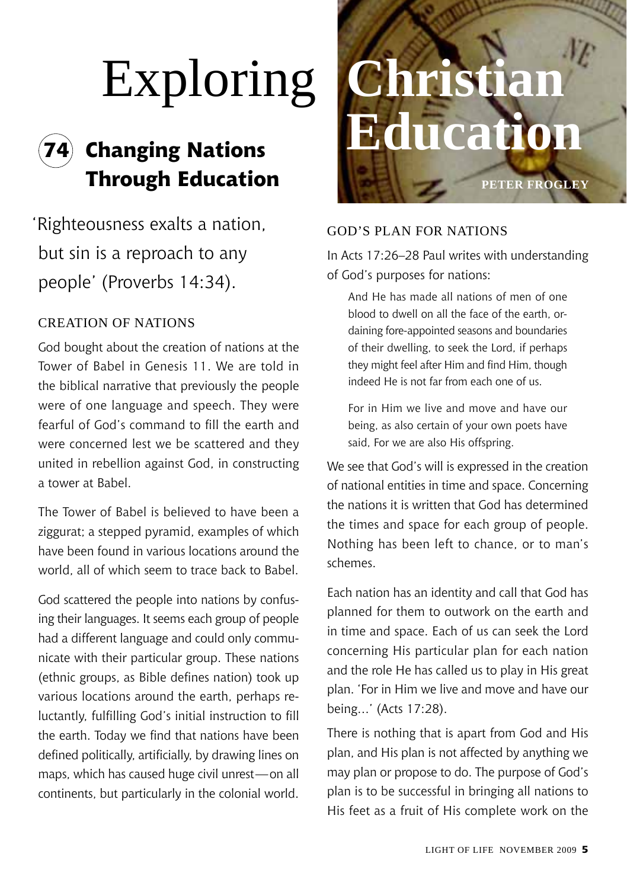# Exploring Christian Education

## 74 Changing Nations Through Education

PETER FROGLEY

'Righteousness exalts a nation, but sin is a reproach to any people' (Proverbs 14:34).

### CREATION OF NATIONS

God bought about the creation of nations at the Tower of Babel in Genesis 11. We are told in the biblical narrative that previously the people were of one language and speech. They were fearful of God's command to fill the earth and were concerned lest we be scattered and they united in rebellion against God, in constructing a tower at Babel.

The Tower of Babel is believed to have been a ziggurat; a stepped pyramid, examples of which have been found in various locations around the world, all of which seem to trace back to Babel.

God scattered the people into nations by confusing their languages. It seems each group of people had a different language and could only communicate with their particular group. These nations (ethnic groups, as Bible defines nation) took up various locations around the earth, perhaps reluctantly, fulfilling God's initial instruction to fill the earth. Today we find that nations have been defined politically, artificially, by drawing lines on maps, which has caused huge civil unrest—on all continents, but particularly in the colonial world.

### GOD'S PLAN FOR NATIONS

In Acts 17:26–28 Paul writes with understanding of God's purposes for nations:

> And He has made all nations of men of one blood to dwell on all the face of the earth, ordaining fore-appointed seasons and boundaries of their dwelling, to seek the Lord, if perhaps they might feel after Him and find Him, though indeed He is not far from each one of us.
>
> For in Him we live and move and have our being, as also certain of your own poets have said, For we are also His offspring.

We see that God's will is expressed in the creation of national entities in time and space. Concerning the nations it is written that God has determined the times and space for each group of people. Nothing has been left to chance, or to man's schemes.

Each nation has an identity and call that God has planned for them to outwork on the earth and in time and space. Each of us can seek the Lord concerning His particular plan for each nation and the role He has called us to play in His great plan. 'For in Him we live and move and have our being…' (Acts 17:28).

There is nothing that is apart from God and His plan, and His plan is not affected by anything we may plan or propose to do. The purpose of God's plan is to be successful in bringing all nations to His feet as a fruit of His complete work on the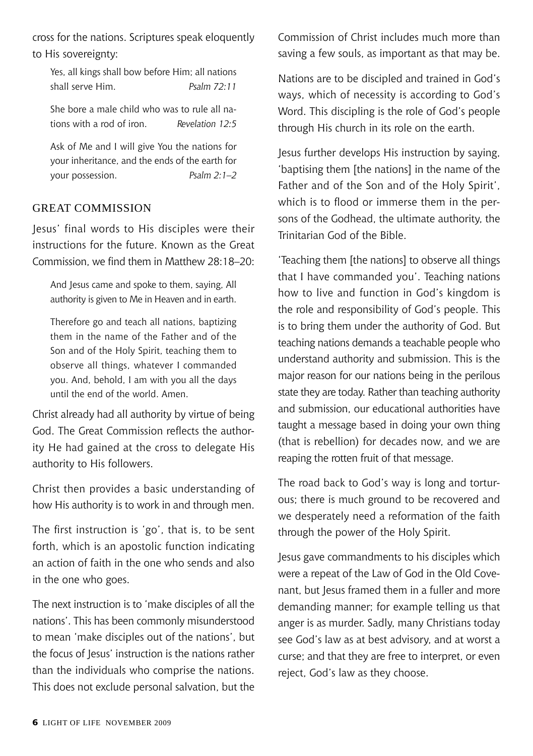cross for the nations. Scriptures speak eloquently to His sovereignty:

> Yes, all kings shall bow before Him; all nations shall serve Him. *Psalm 72:11*

> She bore a male child who was to rule all nations with a rod of iron. *Revelation 12:5*

> Ask of Me and I will give You the nations for your inheritance, and the ends of the earth for your possession. *Psalm 2:1–2*

## GREAT COMMISSION

Jesus' final words to His disciples were their instructions for the future. Known as the Great Commission, we find them in Matthew 28:18–20:

> And Jesus came and spoke to them, saying, All authority is given to Me in Heaven and in earth.
>
> Therefore go and teach all nations, baptizing them in the name of the Father and of the Son and of the Holy Spirit, teaching them to observe all things, whatever I commanded you. And, behold, I am with you all the days until the end of the world. Amen.

Christ already had all authority by virtue of being God. The Great Commission reflects the authority He had gained at the cross to delegate His authority to His followers.

Christ then provides a basic understanding of how His authority is to work in and through men.

The first instruction is 'go', that is, to be sent forth, which is an apostolic function indicating an action of faith in the one who sends and also in the one who goes.

The next instruction is to 'make disciples of all the nations'. This has been commonly misunderstood to mean 'make disciples out of the nations', but the focus of Jesus' instruction is the nations rather than the individuals who comprise the nations. This does not exclude personal salvation, but the Commission of Christ includes much more than saving a few souls, as important as that may be.

Nations are to be discipled and trained in God's ways, which of necessity is according to God's Word. This discipling is the role of God's people through His church in its role on the earth.

Jesus further develops His instruction by saying, 'baptising them [the nations] in the name of the Father and of the Son and of the Holy Spirit', which is to flood or immerse them in the persons of the Godhead, the ultimate authority, the Trinitarian God of the Bible.

'Teaching them [the nations] to observe all things that I have commanded you'. Teaching nations how to live and function in God's kingdom is the role and responsibility of God's people. This is to bring them under the authority of God. But teaching nations demands a teachable people who understand authority and submission. This is the major reason for our nations being in the perilous state they are today. Rather than teaching authority and submission, our educational authorities have taught a message based in doing your own thing (that is rebellion) for decades now, and we are reaping the rotten fruit of that message.

The road back to God's way is long and torturous; there is much ground to be recovered and we desperately need a reformation of the faith through the power of the Holy Spirit.

Jesus gave commandments to his disciples which were a repeat of the Law of God in the Old Covenant, but Jesus framed them in a fuller and more demanding manner; for example telling us that anger is as murder. Sadly, many Christians today see God's law as at best advisory, and at worst a curse; and that they are free to interpret, or even reject, God's law as they choose.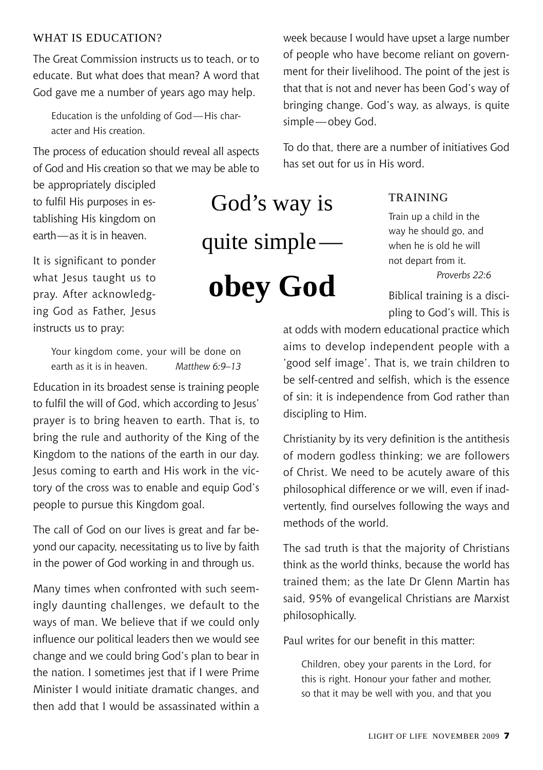## WHAT IS EDUCATION?

The Great Commission instructs us to teach, or to educate. But what does that mean? A word that God gave me a number of years ago may help.

> Education is the unfolding of God—His character and His creation.

The process of education should reveal all aspects of God and His creation so that we may be able to be appropriately discipled to fulfil His purposes in establishing His kingdom on earth—as it is in heaven.

It is significant to ponder what Jesus taught us to pray. After acknowledging God as Father, Jesus instructs us to pray:

> Your kingdom come, your will be done on earth as it is in heaven. *Matthew 6:9–13*

Education in its broadest sense is training people to fulfil the will of God, which according to Jesus' prayer is to bring heaven to earth. That is, to bring the rule and authority of the King of the Kingdom to the nations of the earth in our day. Jesus coming to earth and His work in the victory of the cross was to enable and equip God's people to pursue this Kingdom goal.

The call of God on our lives is great and far beyond our capacity, necessitating us to live by faith in the power of God working in and through us.

Many times when confronted with such seemingly daunting challenges, we default to the ways of man. We believe that if we could only influence our political leaders then we would see change and we could bring God's plan to bear in the nation. I sometimes jest that if I were Prime Minister I would initiate dramatic changes, and then add that I would be assassinated within a week because I would have upset a large number of people who have become reliant on government for their livelihood. The point of the jest is that that is not and never has been God's way of bringing change. God's way, as always, is quite simple—obey God.

To do that, there are a number of initiatives God has set out for us in His word.

> God's way is quite simple—**obey God**

## TRAINING

> Train up a child in the way he should go, and when he is old he will not depart from it.
> *Proverbs 22:6*

Biblical training is a discipling to God's will. This is at odds with modern educational practice which aims to develop independent people with a 'good self image'. That is, we train children to be self-centred and selfish, which is the essence of sin: it is independence from God rather than discipling to Him.

Christianity by its very definition is the antithesis of modern godless thinking; we are followers of Christ. We need to be acutely aware of this philosophical difference or we will, even if inadvertently, find ourselves following the ways and methods of the world.

The sad truth is that the majority of Christians think as the world thinks, because the world has trained them; as the late Dr Glenn Martin has said, 95% of evangelical Christians are Marxist philosophically.

Paul writes for our benefit in this matter:

> Children, obey your parents in the Lord, for this is right. Honour your father and mother, so that it may be well with you, and that you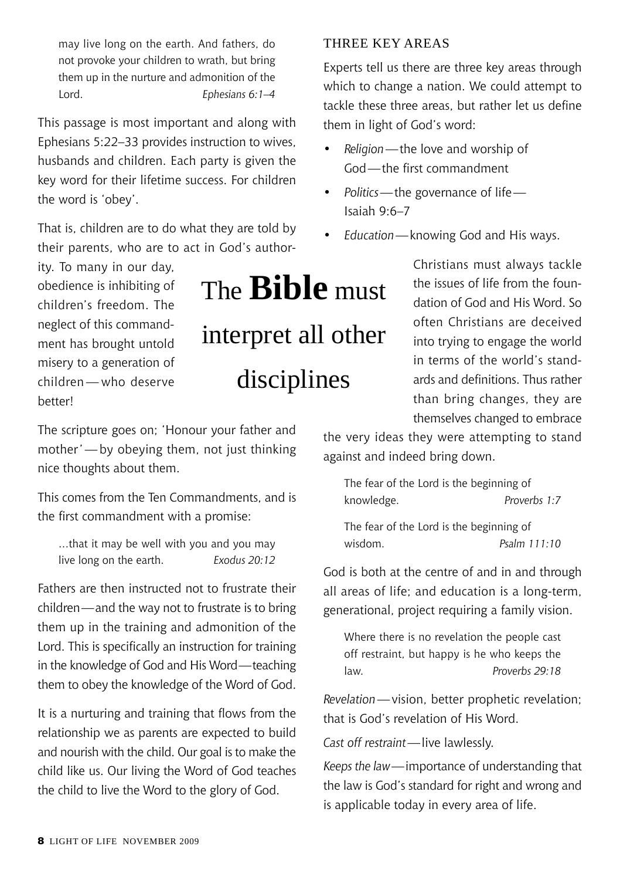> may live long on the earth. And fathers, do not provoke your children to wrath, but bring them up in the nurture and admonition of the Lord. *Ephesians 6:1–4*

This passage is most important and along with Ephesians 5:22–33 provides instruction to wives, husbands and children. Each party is given the key word for their lifetime success. For children the word is 'obey'.

That is, children are to do what they are told by their parents, who are to act in God's authority. To many in our day, obedience is inhibiting of children's freedom. The neglect of this commandment has brought untold misery to a generation of children — who deserve better!

The **Bible** must interpret all other disciplines

The scripture goes on; 'Honour your father and mother' — by obeying them, not just thinking nice thoughts about them.

This comes from the Ten Commandments, and is the first commandment with a promise:

> ...that it may be well with you and you may live long on the earth. *Exodus 20:12*

Fathers are then instructed not to frustrate their children — and the way not to frustrate is to bring them up in the training and admonition of the Lord. This is specifically an instruction for training in the knowledge of God and His Word — teaching them to obey the knowledge of the Word of God.

It is a nurturing and training that flows from the relationship we as parents are expected to build and nourish with the child. Our goal is to make the child like us. Our living the Word of God teaches the child to live the Word to the glory of God.

## THREE KEY AREAS

Experts tell us there are three key areas through which to change a nation. We could attempt to tackle these three areas, but rather let us define them in light of God's word:

- *Religion* — the love and worship of God — the first commandment
- *Politics* — the governance of life — Isaiah 9:6–7
- *Education* — knowing God and His ways.

Christians must always tackle the issues of life from the foundation of God and His Word. So often Christians are deceived into trying to engage the world in terms of the world's standards and definitions. Thus rather than bring changes, they are themselves changed to embrace the very ideas they were attempting to stand against and indeed bring down.

> The fear of the Lord is the beginning of knowledge. *Proverbs 1:7*

> The fear of the Lord is the beginning of wisdom. *Psalm 111:10*

God is both at the centre of and in and through all areas of life; and education is a long-term, generational, project requiring a family vision.

> Where there is no revelation the people cast off restraint, but happy is he who keeps the law. *Proverbs 29:18*

*Revelation* — vision, better prophetic revelation; that is God's revelation of His Word.

*Cast off restraint* — live lawlessly.

*Keeps the law* — importance of understanding that the law is God's standard for right and wrong and is applicable today in every area of life.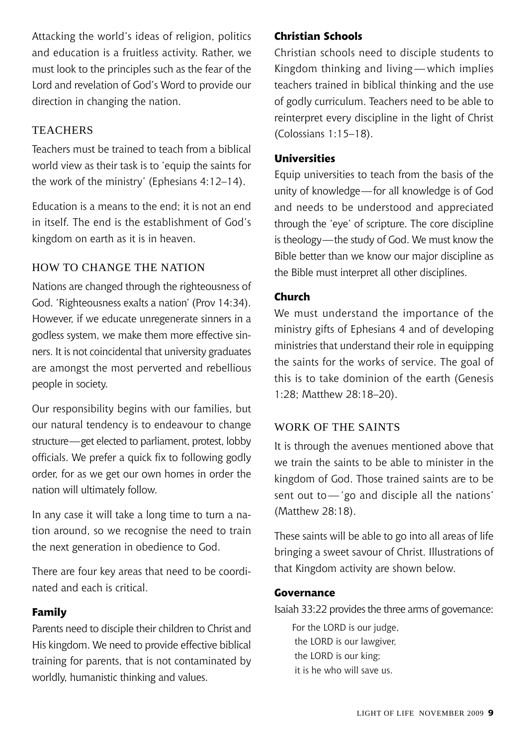Attacking the world's ideas of religion, politics and education is a fruitless activity. Rather, we must look to the principles such as the fear of the Lord and revelation of God's Word to provide our direction in changing the nation.

## TEACHERS

Teachers must be trained to teach from a biblical world view as their task is to 'equip the saints for the work of the ministry' (Ephesians 4:12–14).

Education is a means to the end; it is not an end in itself. The end is the establishment of God's kingdom on earth as it is in heaven.

## HOW TO CHANGE THE NATION

Nations are changed through the righteousness of God. 'Righteousness exalts a nation' (Prov 14:34). However, if we educate unregenerate sinners in a godless system, we make them more effective sinners. It is not coincidental that university graduates are amongst the most perverted and rebellious people in society.

Our responsibility begins with our families, but our natural tendency is to endeavour to change structure—get elected to parliament, protest, lobby officials. We prefer a quick fix to following godly order, for as we get our own homes in order the nation will ultimately follow.

In any case it will take a long time to turn a nation around, so we recognise the need to train the next generation in obedience to God.

There are four key areas that need to be coordinated and each is critical.

### Family

Parents need to disciple their children to Christ and His kingdom. We need to provide effective biblical training for parents, that is not contaminated by worldly, humanistic thinking and values.

### Christian Schools

Christian schools need to disciple students to Kingdom thinking and living—which implies teachers trained in biblical thinking and the use of godly curriculum. Teachers need to be able to reinterpret every discipline in the light of Christ (Colossians 1:15–18).

### Universities

Equip universities to teach from the basis of the unity of knowledge—for all knowledge is of God and needs to be understood and appreciated through the 'eye' of scripture. The core discipline is theology—the study of God. We must know the Bible better than we know our major discipline as the Bible must interpret all other disciplines.

### Church

We must understand the importance of the ministry gifts of Ephesians 4 and of developing ministries that understand their role in equipping the saints for the works of service. The goal of this is to take dominion of the earth (Genesis 1:28; Matthew 28:18–20).

## WORK OF THE SAINTS

It is through the avenues mentioned above that we train the saints to be able to minister in the kingdom of God. Those trained saints are to be sent out to—'go and disciple all the nations' (Matthew 28:18).

These saints will be able to go into all areas of life bringing a sweet savour of Christ. Illustrations of that Kingdom activity are shown below.

### Governance

Isaiah 33:22 provides the three arms of governance:

> For the LORD is our judge,
> the LORD is our lawgiver,
> the LORD is our king;
> it is he who will save us.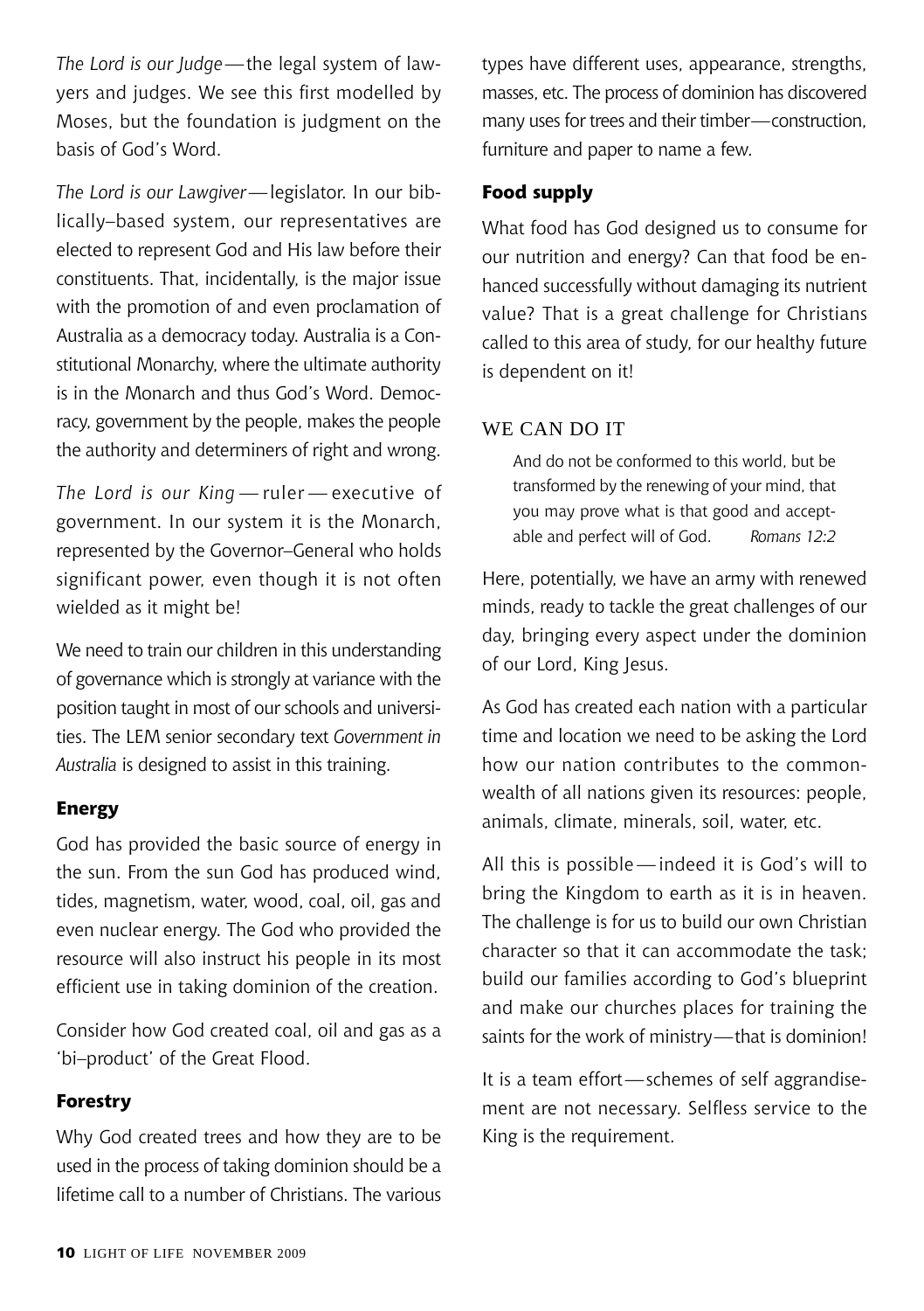*The Lord is our Judge*—the legal system of lawyers and judges. We see this first modelled by Moses, but the foundation is judgment on the basis of God's Word.

*The Lord is our Lawgiver*—legislator. In our biblically–based system, our representatives are elected to represent God and His law before their constituents. That, incidentally, is the major issue with the promotion of and even proclamation of Australia as a democracy today. Australia is a Constitutional Monarchy, where the ultimate authority is in the Monarch and thus God's Word. Democracy, government by the people, makes the people the authority and determiners of right and wrong.

*The Lord is our King*—ruler—executive of government. In our system it is the Monarch, represented by the Governor–General who holds significant power, even though it is not often wielded as it might be!

We need to train our children in this understanding of governance which is strongly at variance with the position taught in most of our schools and universities. The LEM senior secondary text *Government in Australia* is designed to assist in this training.

### Energy

God has provided the basic source of energy in the sun. From the sun God has produced wind, tides, magnetism, water, wood, coal, oil, gas and even nuclear energy. The God who provided the resource will also instruct his people in its most efficient use in taking dominion of the creation.

Consider how God created coal, oil and gas as a 'bi–product' of the Great Flood.

### Forestry

Why God created trees and how they are to be used in the process of taking dominion should be a lifetime call to a number of Christians. The various types have different uses, appearance, strengths, masses, etc. The process of dominion has discovered many uses for trees and their timber—construction, furniture and paper to name a few.

### Food supply

What food has God designed us to consume for our nutrition and energy? Can that food be enhanced successfully without damaging its nutrient value? That is a great challenge for Christians called to this area of study, for our healthy future is dependent on it!

## WE CAN DO IT

> And do not be conformed to this world, but be transformed by the renewing of your mind, that you may prove what is that good and acceptable and perfect will of God. *Romans 12:2*

Here, potentially, we have an army with renewed minds, ready to tackle the great challenges of our day, bringing every aspect under the dominion of our Lord, King Jesus.

As God has created each nation with a particular time and location we need to be asking the Lord how our nation contributes to the commonwealth of all nations given its resources: people, animals, climate, minerals, soil, water, etc.

All this is possible—indeed it is God's will to bring the Kingdom to earth as it is in heaven. The challenge is for us to build our own Christian character so that it can accommodate the task; build our families according to God's blueprint and make our churches places for training the saints for the work of ministry—that is dominion!

It is a team effort—schemes of self aggrandisement are not necessary. Selfless service to the King is the requirement.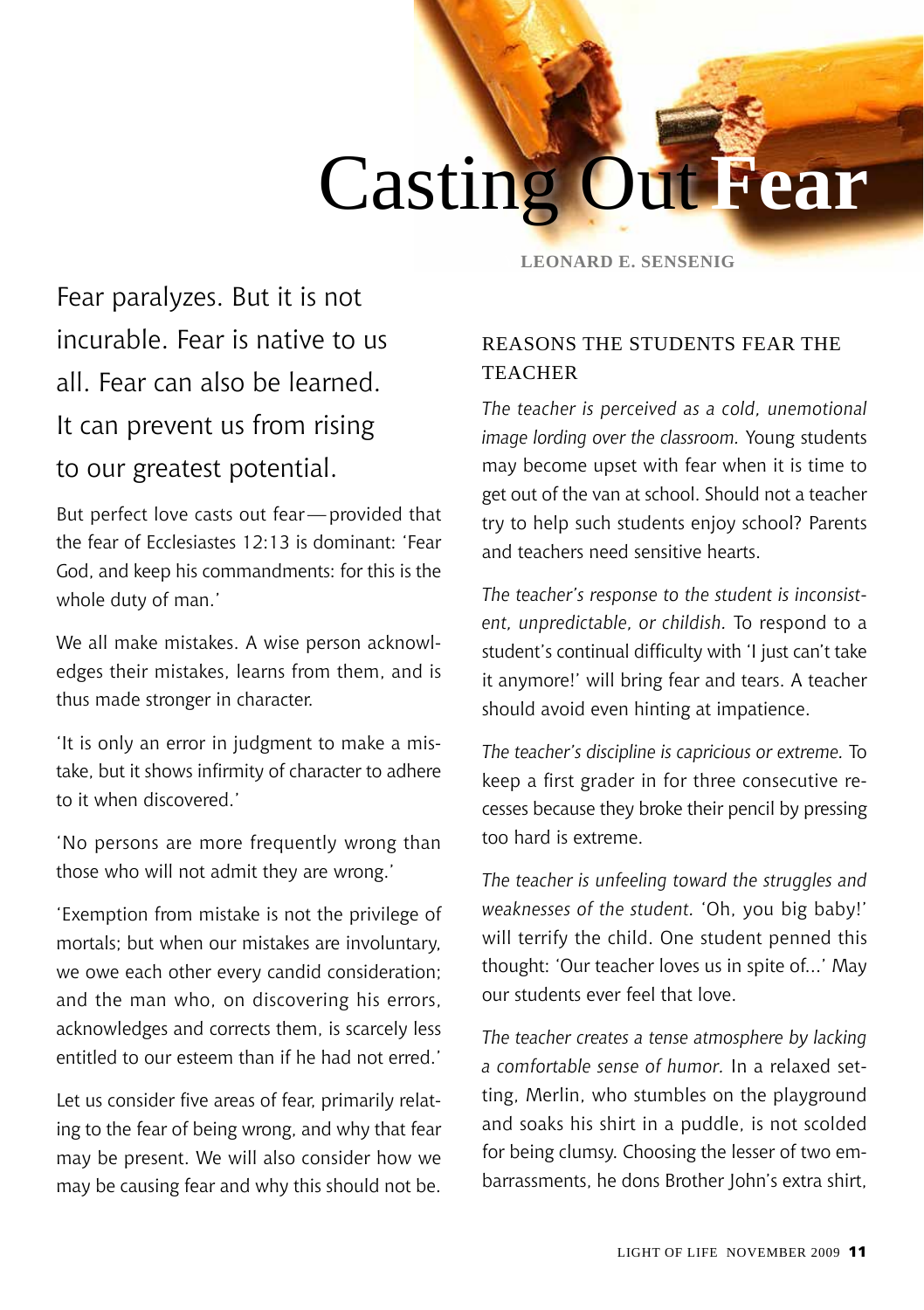# Casting Out Fear

**LEONARD E. SENSENIG**

Fear paralyzes. But it is not incurable. Fear is native to us all. Fear can also be learned. It can prevent us from rising to our greatest potential.

But perfect love casts out fear—provided that the fear of Ecclesiastes 12:13 is dominant: 'Fear God, and keep his commandments: for this is the whole duty of man.'

We all make mistakes. A wise person acknowledges their mistakes, learns from them, and is thus made stronger in character.

'It is only an error in judgment to make a mistake, but it shows infirmity of character to adhere to it when discovered.'

'No persons are more frequently wrong than those who will not admit they are wrong.'

'Exemption from mistake is not the privilege of mortals; but when our mistakes are involuntary, we owe each other every candid consideration; and the man who, on discovering his errors, acknowledges and corrects them, is scarcely less entitled to our esteem than if he had not erred.'

Let us consider five areas of fear, primarily relating to the fear of being wrong, and why that fear may be present. We will also consider how we may be causing fear and why this should not be.

## REASONS THE STUDENTS FEAR THE TEACHER

*The teacher is perceived as a cold, unemotional image lording over the classroom.* Young students may become upset with fear when it is time to get out of the van at school. Should not a teacher try to help such students enjoy school? Parents and teachers need sensitive hearts.

*The teacher's response to the student is inconsistent, unpredictable, or childish.* To respond to a student's continual difficulty with 'I just can't take it anymore!' will bring fear and tears. A teacher should avoid even hinting at impatience.

*The teacher's discipline is capricious or extreme.* To keep a first grader in for three consecutive recesses because they broke their pencil by pressing too hard is extreme.

*The teacher is unfeeling toward the struggles and weaknesses of the student.* 'Oh, you big baby!' will terrify the child. One student penned this thought: 'Our teacher loves us in spite of...' May our students ever feel that love.

*The teacher creates a tense atmosphere by lacking a comfortable sense of humor.* In a relaxed setting, Merlin, who stumbles on the playground and soaks his shirt in a puddle, is not scolded for being clumsy. Choosing the lesser of two embarrassments, he dons Brother John's extra shirt,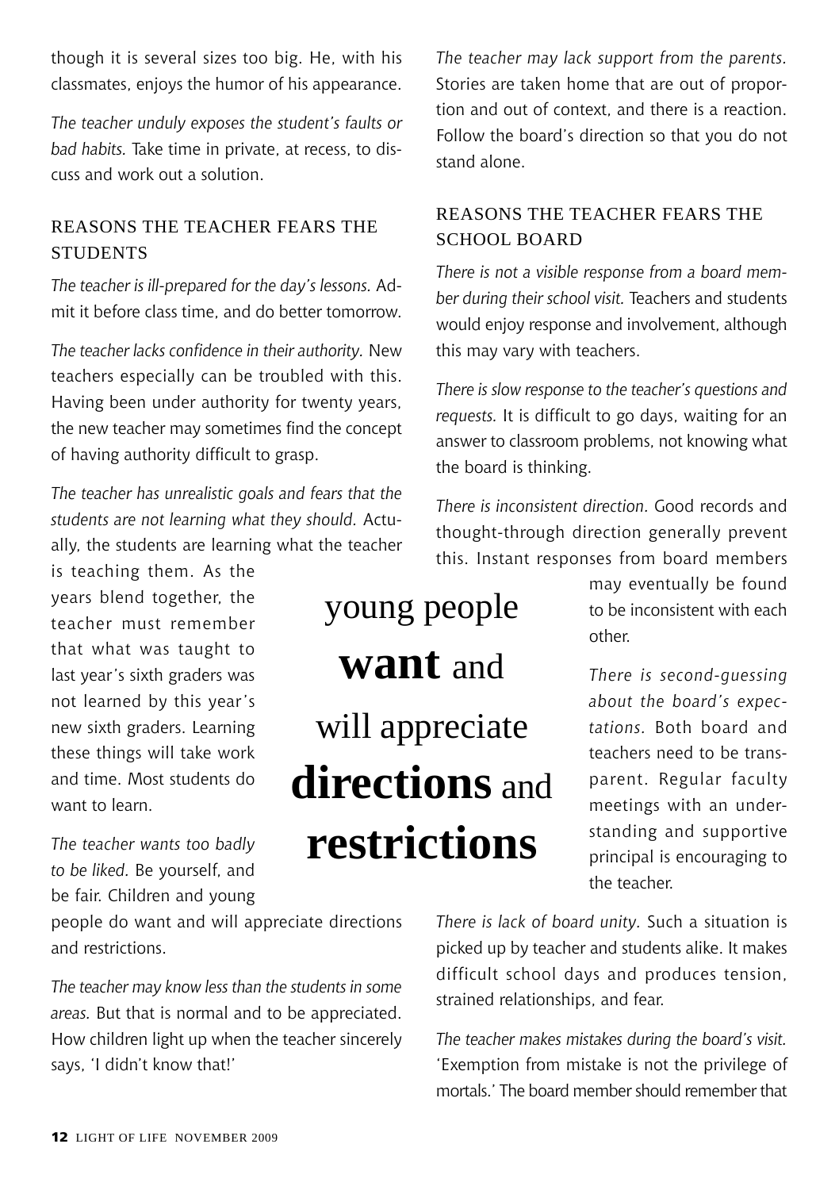though it is several sizes too big. He, with his classmates, enjoys the humor of his appearance.

*The teacher unduly exposes the student's faults or bad habits.* Take time in private, at recess, to discuss and work out a solution.

### REASONS THE TEACHER FEARS THE STUDENTS

*The teacher is ill-prepared for the day's lessons.* Admit it before class time, and do better tomorrow.

*The teacher lacks confidence in their authority.* New teachers especially can be troubled with this. Having been under authority for twenty years, the new teacher may sometimes find the concept of having authority difficult to grasp.

*The teacher has unrealistic goals and fears that the students are not learning what they should.* Actually, the students are learning what the teacher is teaching them. As the years blend together, the teacher must remember that what was taught to last year's sixth graders was not learned by this year's new sixth graders. Learning these things will take work and time. Most students do want to learn.

*The teacher wants too badly to be liked.* Be yourself, and be fair. Children and young people do want and will appreciate directions and restrictions.

> young people **want** and will appreciate **directions** and **restrictions**

*The teacher may know less than the students in some areas.* But that is normal and to be appreciated. How children light up when the teacher sincerely says, 'I didn't know that!'

*The teacher may lack support from the parents.* Stories are taken home that are out of proportion and out of context, and there is a reaction. Follow the board's direction so that you do not stand alone.

### REASONS THE TEACHER FEARS THE SCHOOL BOARD

*There is not a visible response from a board member during their school visit.* Teachers and students would enjoy response and involvement, although this may vary with teachers.

*There is slow response to the teacher's questions and requests.* It is difficult to go days, waiting for an answer to classroom problems, not knowing what the board is thinking.

*There is inconsistent direction.* Good records and thought-through direction generally prevent this. Instant responses from board members may eventually be found to be inconsistent with each other.

*There is second-guessing about the board's expectations.* Both board and teachers need to be transparent. Regular faculty meetings with an understanding and supportive principal is encouraging to the teacher.

*There is lack of board unity.* Such a situation is picked up by teacher and students alike. It makes difficult school days and produces tension, strained relationships, and fear.

*The teacher makes mistakes during the board's visit.* 'Exemption from mistake is not the privilege of mortals.' The board member should remember that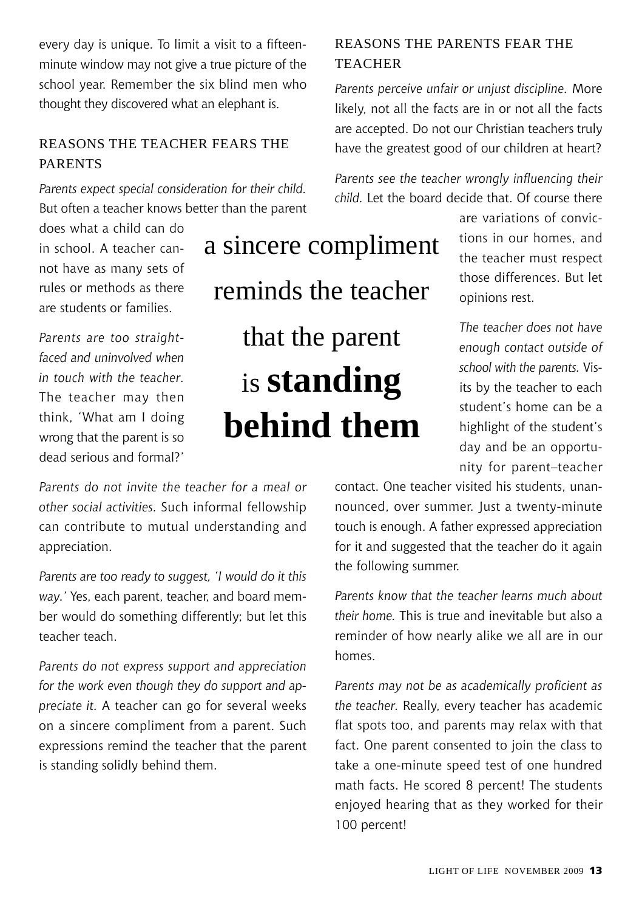every day is unique. To limit a visit to a fifteen-minute window may not give a true picture of the school year. Remember the six blind men who thought they discovered what an elephant is.

## REASONS THE TEACHER FEARS THE PARENTS

*Parents expect special consideration for their child.* But often a teacher knows better than the parent does what a child can do in school. A teacher cannot have as many sets of rules or methods as there are students or families.

*Parents are too straight-faced and uninvolved when in touch with the teacher.* The teacher may then think, 'What am I doing wrong that the parent is so dead serious and formal?'

*Parents do not invite the teacher for a meal or other social activities.* Such informal fellowship can contribute to mutual understanding and appreciation.

*Parents are too ready to suggest, 'I would do it this way.'* Yes, each parent, teacher, and board member would do something differently; but let this teacher teach.

*Parents do not express support and appreciation for the work even though they do support and appreciate it.* A teacher can go for several weeks on a sincere compliment from a parent. Such expressions remind the teacher that the parent is standing solidly behind them.

> a sincere compliment reminds the teacher that the parent is **standing behind them**

## REASONS THE PARENTS FEAR THE TEACHER

*Parents perceive unfair or unjust discipline.* More likely, not all the facts are in or not all the facts are accepted. Do not our Christian teachers truly have the greatest good of our children at heart?

*Parents see the teacher wrongly influencing their child.* Let the board decide that. Of course there are variations of convictions in our homes, and the teacher must respect those differences. But let opinions rest.

*The teacher does not have enough contact outside of school with the parents.* Visits by the teacher to each student's home can be a highlight of the student's day and be an opportunity for parent–teacher contact. One teacher visited his students, unannounced, over summer. Just a twenty-minute touch is enough. A father expressed appreciation for it and suggested that the teacher do it again the following summer.

*Parents know that the teacher learns much about their home.* This is true and inevitable but also a reminder of how nearly alike we all are in our homes.

*Parents may not be as academically proficient as the teacher.* Really, every teacher has academic flat spots too, and parents may relax with that fact. One parent consented to join the class to take a one-minute speed test of one hundred math facts. He scored 8 percent! The students enjoyed hearing that as they worked for their 100 percent!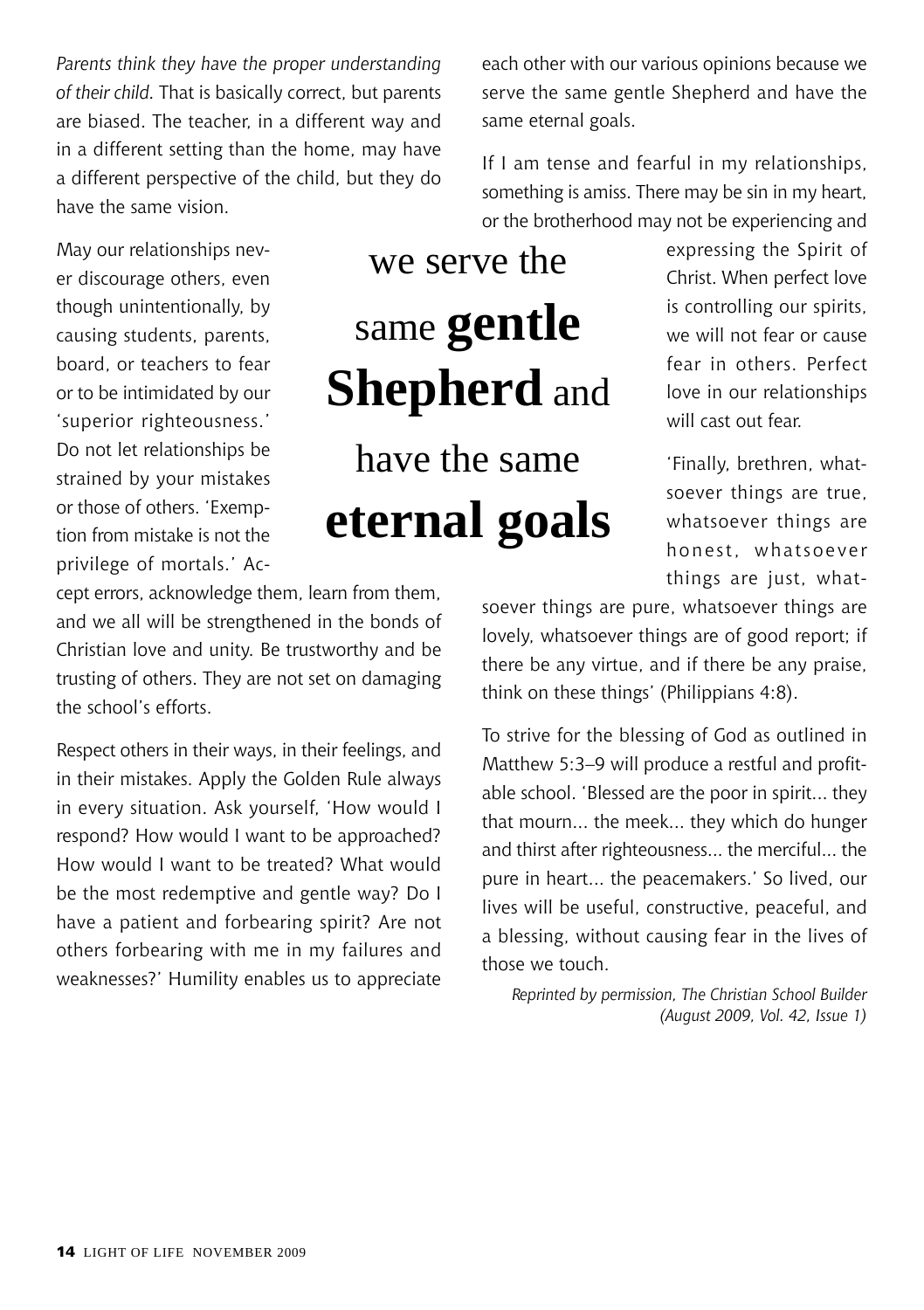*Parents think they have the proper understanding of their child.* That is basically correct, but parents are biased. The teacher, in a different way and in a different setting than the home, may have a different perspective of the child, but they do have the same vision.

May our relationships never discourage others, even though unintentionally, by causing students, parents, board, or teachers to fear or to be intimidated by our 'superior righteousness.' Do not let relationships be strained by your mistakes or those of others. 'Exemption from mistake is not the privilege of mortals.' Accept errors, acknowledge them, learn from them, and we all will be strengthened in the bonds of Christian love and unity. Be trustworthy and be trusting of others. They are not set on damaging the school's efforts.

Respect others in their ways, in their feelings, and in their mistakes. Apply the Golden Rule always in every situation. Ask yourself, 'How would I respond? How would I want to be approached? How would I want to be treated? What would be the most redemptive and gentle way? Do I have a patient and forbearing spirit? Are not others forbearing with me in my failures and weaknesses?' Humility enables us to appreciate each other with our various opinions because we serve the same gentle Shepherd and have the same eternal goals.

> we serve the same **gentle Shepherd** and have the same **eternal goals**

If I am tense and fearful in my relationships, something is amiss. There may be sin in my heart, or the brotherhood may not be experiencing and expressing the Spirit of Christ. When perfect love is controlling our spirits, we will not fear or cause fear in others. Perfect love in our relationships will cast out fear.

'Finally, brethren, whatsoever things are true, whatsoever things are honest, whatsoever things are just, whatsoever things are pure, whatsoever things are lovely, whatsoever things are of good report; if there be any virtue, and if there be any praise, think on these things' (Philippians 4:8).

To strive for the blessing of God as outlined in Matthew 5:3–9 will produce a restful and profitable school. 'Blessed are the poor in spirit... they that mourn... the meek... they which do hunger and thirst after righteousness... the merciful... the pure in heart... the peacemakers.' So lived, our lives will be useful, constructive, peaceful, and a blessing, without causing fear in the lives of those we touch.

*Reprinted by permission, The Christian School Builder (August 2009, Vol. 42, Issue 1)*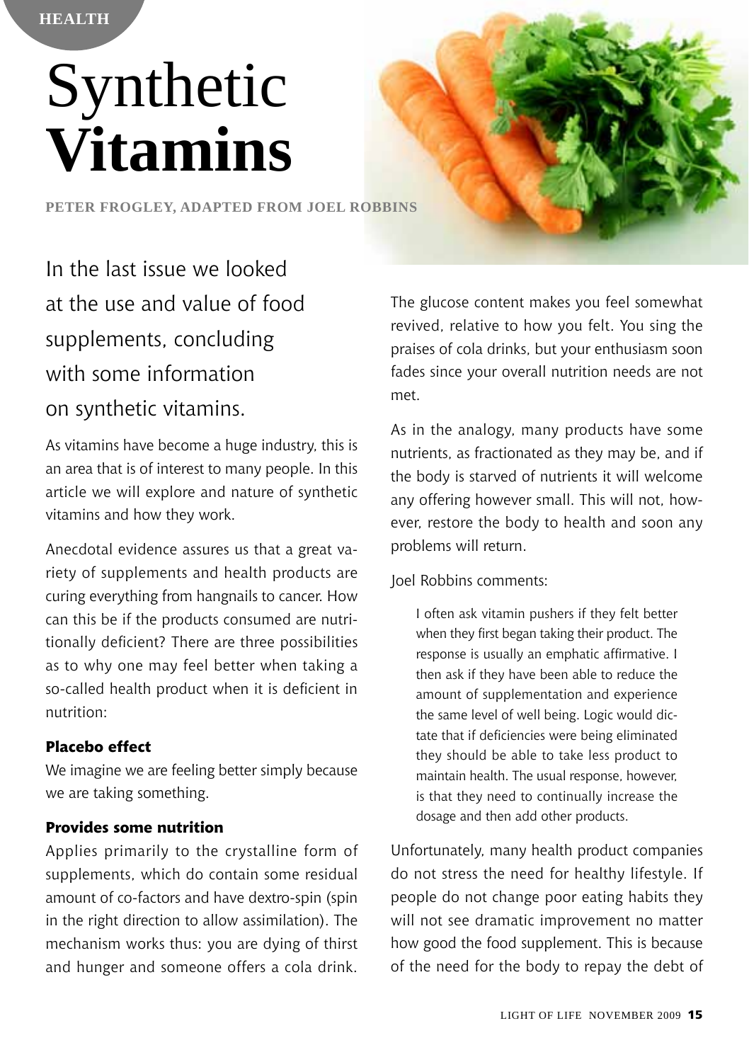# Synthetic **Vitamins**

**PETER FROGLEY, ADAPTED FROM JOEL ROBBINS**

In the last issue we looked at the use and value of food supplements, concluding with some information on synthetic vitamins.

As vitamins have become a huge industry, this is an area that is of interest to many people. In this article we will explore and nature of synthetic vitamins and how they work.

Anecdotal evidence assures us that a great variety of supplements and health products are curing everything from hangnails to cancer. How can this be if the products consumed are nutritionally deficient? There are three possibilities as to why one may feel better when taking a so-called health product when it is deficient in nutrition:

### Placebo effect

We imagine we are feeling better simply because we are taking something.

### Provides some nutrition

Applies primarily to the crystalline form of supplements, which do contain some residual amount of co-factors and have dextro-spin (spin in the right direction to allow assimilation). The mechanism works thus: you are dying of thirst and hunger and someone offers a cola drink. The glucose content makes you feel somewhat revived, relative to how you felt. You sing the praises of cola drinks, but your enthusiasm soon fades since your overall nutrition needs are not met.

As in the analogy, many products have some nutrients, as fractionated as they may be, and if the body is starved of nutrients it will welcome any offering however small. This will not, however, restore the body to health and soon any problems will return.

Joel Robbins comments:

> I often ask vitamin pushers if they felt better when they first began taking their product. The response is usually an emphatic affirmative. I then ask if they have been able to reduce the amount of supplementation and experience the same level of well being. Logic would dictate that if deficiencies were being eliminated they should be able to take less product to maintain health. The usual response, however, is that they need to continually increase the dosage and then add other products.

Unfortunately, many health product companies do not stress the need for healthy lifestyle. If people do not change poor eating habits they will not see dramatic improvement no matter how good the food supplement. This is because of the need for the body to repay the debt of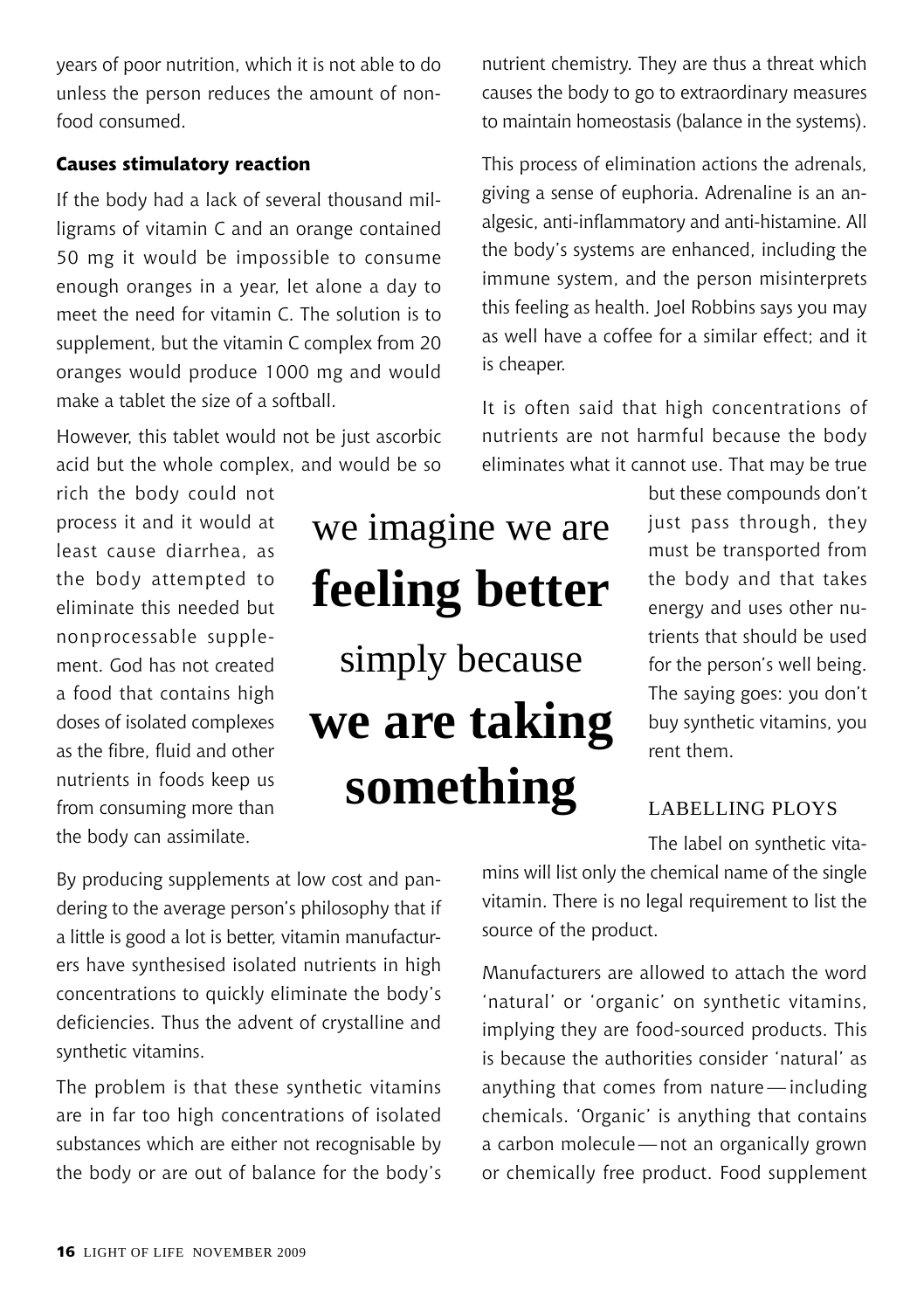years of poor nutrition, which it is not able to do unless the person reduces the amount of non-food consumed.

### Causes stimulatory reaction

If the body had a lack of several thousand milligrams of vitamin C and an orange contained 50 mg it would be impossible to consume enough oranges in a year, let alone a day to meet the need for vitamin C. The solution is to supplement, but the vitamin C complex from 20 oranges would produce 1000 mg and would make a tablet the size of a softball.

However, this tablet would not be just ascorbic acid but the whole complex, and would be so rich the body could not process it and it would at least cause diarrhea, as the body attempted to eliminate this needed but nonprocessable supplement. God has not created a food that contains high doses of isolated complexes as the fibre, fluid and other nutrients in foods keep us from consuming more than the body can assimilate.

> we imagine we are **feeling better** simply because **we are taking something**

By producing supplements at low cost and pandering to the average person's philosophy that if a little is good a lot is better, vitamin manufacturers have synthesised isolated nutrients in high concentrations to quickly eliminate the body's deficiencies. Thus the advent of crystalline and synthetic vitamins.

The problem is that these synthetic vitamins are in far too high concentrations of isolated substances which are either not recognisable by the body or are out of balance for the body's nutrient chemistry. They are thus a threat which causes the body to go to extraordinary measures to maintain homeostasis (balance in the systems).

This process of elimination actions the adrenals, giving a sense of euphoria. Adrenaline is an analgesic, anti-inflammatory and anti-histamine. All the body's systems are enhanced, including the immune system, and the person misinterprets this feeling as health. Joel Robbins says you may as well have a coffee for a similar effect; and it is cheaper.

It is often said that high concentrations of nutrients are not harmful because the body eliminates what it cannot use. That may be true but these compounds don't just pass through, they must be transported from the body and that takes energy and uses other nutrients that should be used for the person's well being. The saying goes: you don't buy synthetic vitamins, you rent them.

### LABELLING PLOYS

The label on synthetic vitamins will list only the chemical name of the single vitamin. There is no legal requirement to list the source of the product.

Manufacturers are allowed to attach the word 'natural' or 'organic' on synthetic vitamins, implying they are food-sourced products. This is because the authorities consider 'natural' as anything that comes from nature — including chemicals. 'Organic' is anything that contains a carbon molecule — not an organically grown or chemically free product. Food supplement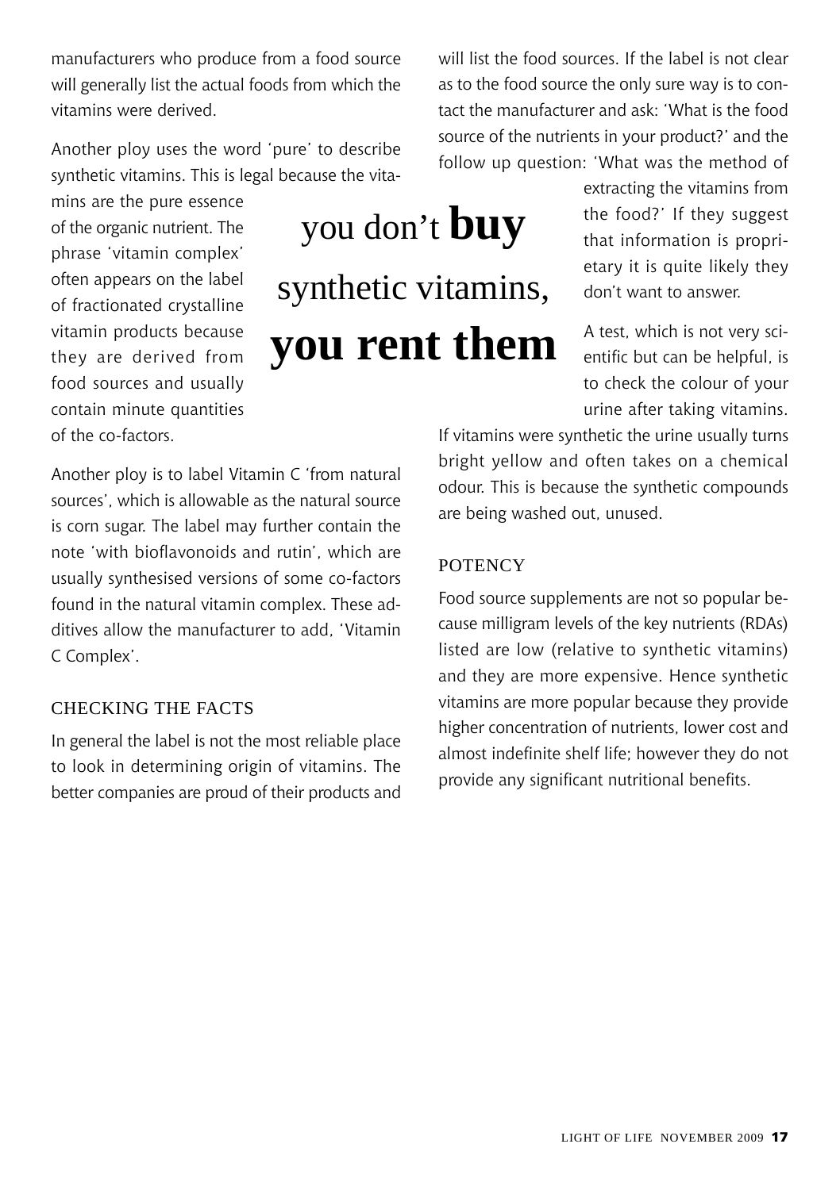manufacturers who produce from a food source will generally list the actual foods from which the vitamins were derived.

Another ploy uses the word 'pure' to describe synthetic vitamins. This is legal because the vitamins are the pure essence of the organic nutrient. The phrase 'vitamin complex' often appears on the label of fractionated crystalline vitamin products because they are derived from food sources and usually contain minute quantities of the co-factors.

> you don't **buy** synthetic vitamins, **you rent them**

Another ploy is to label Vitamin C 'from natural sources', which is allowable as the natural source is corn sugar. The label may further contain the note 'with bioflavonoids and rutin', which are usually synthesised versions of some co-factors found in the natural vitamin complex. These additives allow the manufacturer to add, 'Vitamin C Complex'.

## CHECKING THE FACTS

In general the label is not the most reliable place to look in determining origin of vitamins. The better companies are proud of their products and will list the food sources. If the label is not clear as to the food source the only sure way is to contact the manufacturer and ask: 'What is the food source of the nutrients in your product?' and the follow up question: 'What was the method of extracting the vitamins from the food?' If they suggest that information is proprietary it is quite likely they don't want to answer.

A test, which is not very scientific but can be helpful, is to check the colour of your urine after taking vitamins. If vitamins were synthetic the urine usually turns bright yellow and often takes on a chemical odour. This is because the synthetic compounds are being washed out, unused.

## POTENCY

Food source supplements are not so popular because milligram levels of the key nutrients (RDAs) listed are low (relative to synthetic vitamins) and they are more expensive. Hence synthetic vitamins are more popular because they provide higher concentration of nutrients, lower cost and almost indefinite shelf life; however they do not provide any significant nutritional benefits.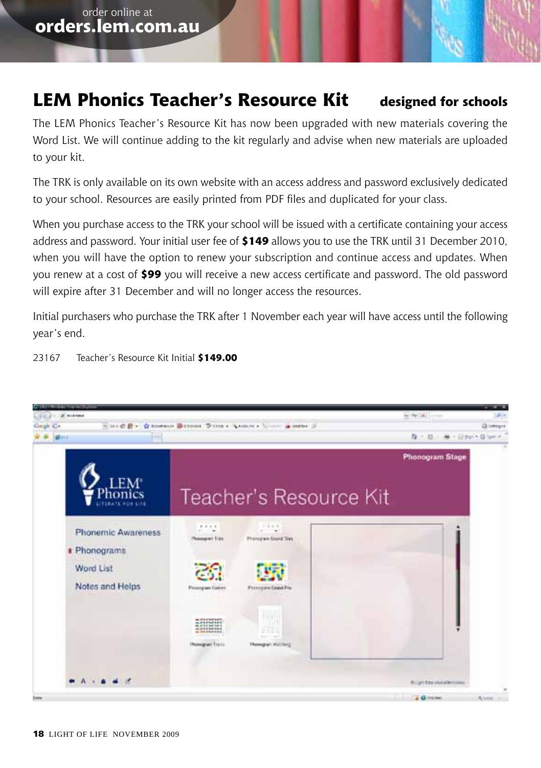order online at
**orders.lem.com.au**

## LEM Phonics Teacher's Resource Kit — designed for schools

The LEM Phonics Teacher's Resource Kit has now been upgraded with new materials covering the Word List. We will continue adding to the kit regularly and advise when new materials are uploaded to your kit.

The TRK is only available on its own website with an access address and password exclusively dedicated to your school. Resources are easily printed from PDF files and duplicated for your class.

When you purchase access to the TRK your school will be issued with a certificate containing your access address and password. Your initial user fee of **$149** allows you to use the TRK until 31 December 2010, when you will have the option to renew your subscription and continue access and updates. When you renew at a cost of **$99** you will receive a new access certificate and password. The old password will expire after 31 December and will no longer access the resources.

Initial purchasers who purchase the TRK after 1 November each year will have access until the following year's end.

23167 Teacher's Resource Kit Initial **$149.00**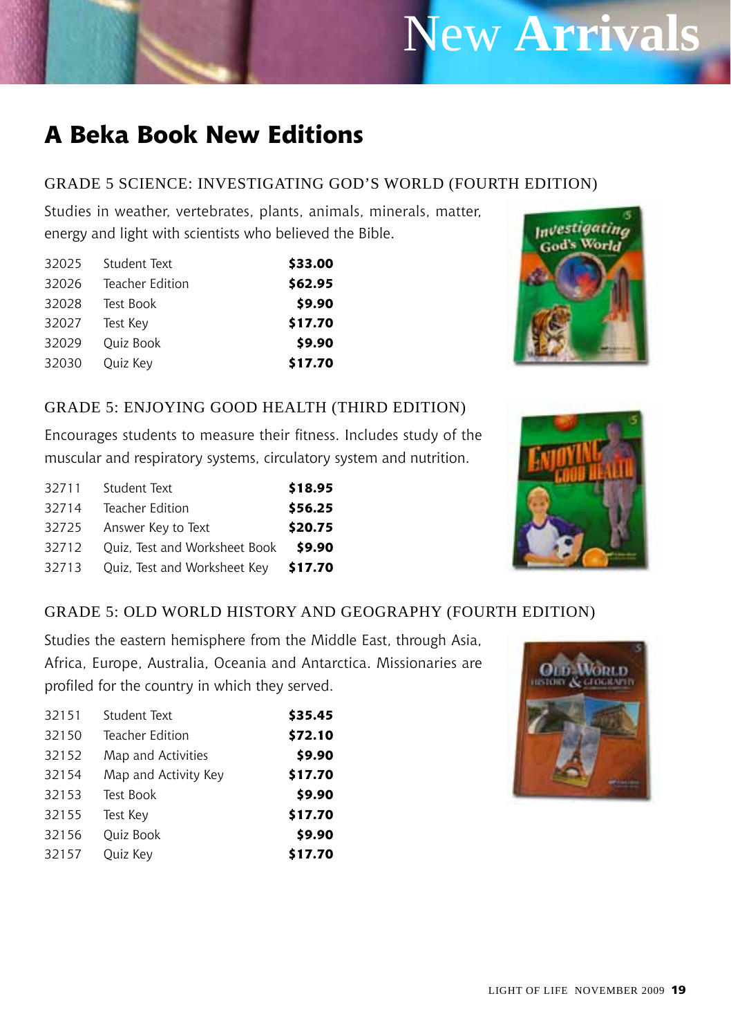# New Arrivals

## A Beka Book New Editions

### GRADE 5 SCIENCE: INVESTIGATING GOD'S WORLD (FOURTH EDITION)

Studies in weather, vertebrates, plants, animals, minerals, matter, energy and light with scientists who believed the Bible.

| | | |
|---|---|---|
| 32025 | Student Text | **$33.00** |
| 32026 | Teacher Edition | **$62.95** |
| 32028 | Test Book | **$9.90** |
| 32027 | Test Key | **$17.70** |
| 32029 | Quiz Book | **$9.90** |
| 32030 | Quiz Key | **$17.70** |

### GRADE 5: ENJOYING GOOD HEALTH (THIRD EDITION)

Encourages students to measure their fitness. Includes study of the muscular and respiratory systems, circulatory system and nutrition.

| | | |
|---|---|---|
| 32711 | Student Text | **$18.95** |
| 32714 | Teacher Edition | **$56.25** |
| 32725 | Answer Key to Text | **$20.75** |
| 32712 | Quiz, Test and Worksheet Book | **$9.90** |
| 32713 | Quiz, Test and Worksheet Key | **$17.70** |

### GRADE 5: OLD WORLD HISTORY AND GEOGRAPHY (FOURTH EDITION)

Studies the eastern hemisphere from the Middle East, through Asia, Africa, Europe, Australia, Oceania and Antarctica. Missionaries are profiled for the country in which they served.

| | | |
|---|---|---|
| 32151 | Student Text | **$35.45** |
| 32150 | Teacher Edition | **$72.10** |
| 32152 | Map and Activities | **$9.90** |
| 32154 | Map and Activity Key | **$17.70** |
| 32153 | Test Book | **$9.90** |
| 32155 | Test Key | **$17.70** |
| 32156 | Quiz Book | **$9.90** |
| 32157 | Quiz Key | **$17.70** |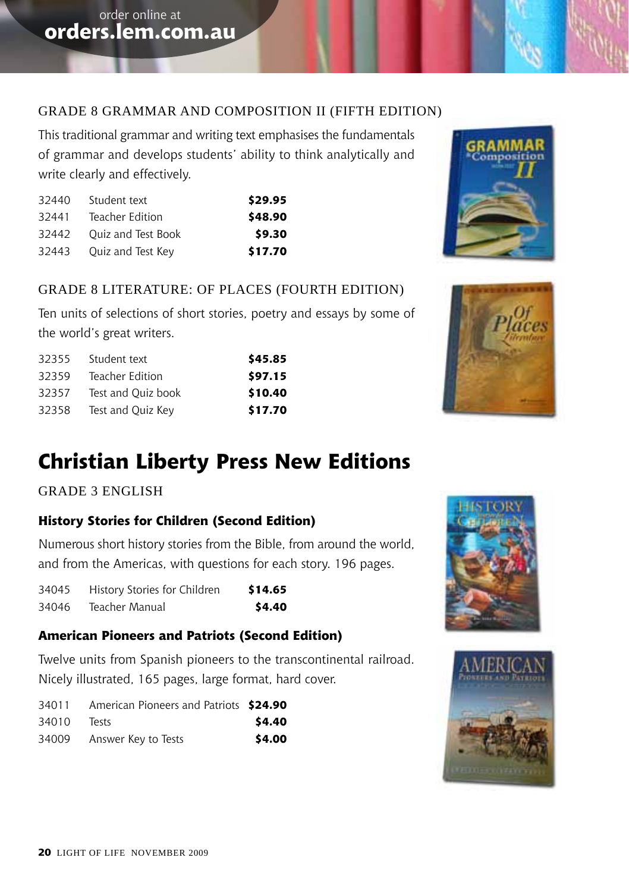## GRADE 8 GRAMMAR AND COMPOSITION II (FIFTH EDITION)

This traditional grammar and writing text emphasises the fundamentals of grammar and develops students' ability to think analytically and write clearly and effectively.

| | | |
|---|---|---|
| 32440 | Student text | **$29.95** |
| 32441 | Teacher Edition | **$48.90** |
| 32442 | Quiz and Test Book | **$9.30** |
| 32443 | Quiz and Test Key | **$17.70** |

## GRADE 8 LITERATURE: OF PLACES (FOURTH EDITION)

Ten units of selections of short stories, poetry and essays by some of the world's great writers.

| | | |
|---|---|---|
| 32355 | Student text | **$45.85** |
| 32359 | Teacher Edition | **$97.15** |
| 32357 | Test and Quiz book | **$10.40** |
| 32358 | Test and Quiz Key | **$17.70** |

# Christian Liberty Press New Editions

## GRADE 3 ENGLISH

### History Stories for Children (Second Edition)

Numerous short history stories from the Bible, from around the world, and from the Americas, with questions for each story. 196 pages.

| | | |
|---|---|---|
| 34045 | History Stories for Children | **$14.65** |
| 34046 | Teacher Manual | **$4.40** |

### American Pioneers and Patriots (Second Edition)

Twelve units from Spanish pioneers to the transcontinental railroad. Nicely illustrated, 165 pages, large format, hard cover.

| | | |
|---|---|---|
| 34011 | American Pioneers and Patriots | **$24.90** |
| 34010 | Tests | **$4.40** |
| 34009 | Answer Key to Tests | **$4.00** |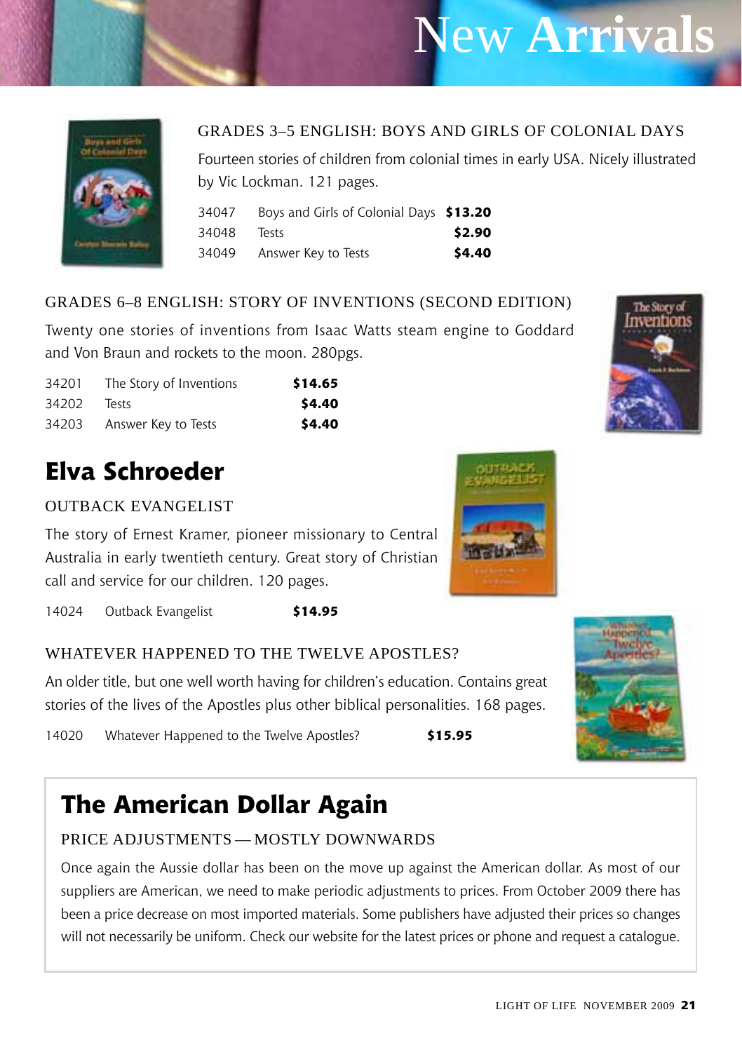# New Arrivals

### GRADES 3–5 ENGLISH: BOYS AND GIRLS OF COLONIAL DAYS

Fourteen stories of children from colonial times in early USA. Nicely illustrated by Vic Lockman. 121 pages.

| | | |
|---|---|---|
| 34047 | Boys and Girls of Colonial Days | **$13.20** |
| 34048 | Tests | **$2.90** |
| 34049 | Answer Key to Tests | **$4.40** |

### GRADES 6–8 ENGLISH: STORY OF INVENTIONS (SECOND EDITION)

Twenty one stories of inventions from Isaac Watts steam engine to Goddard and Von Braun and rockets to the moon. 280pgs.

| | | |
|---|---|---|
| 34201 | The Story of Inventions | **$14.65** |
| 34202 | Tests | **$4.40** |
| 34203 | Answer Key to Tests | **$4.40** |

## Elva Schroeder

### OUTBACK EVANGELIST

The story of Ernest Kramer, pioneer missionary to Central Australia in early twentieth century. Great story of Christian call and service for our children. 120 pages.

| | | |
|---|---|---|
| 14024 | Outback Evangelist | **$14.95** |

### WHATEVER HAPPENED TO THE TWELVE APOSTLES?

An older title, but one well worth having for children's education. Contains great stories of the lives of the Apostles plus other biblical personalities. 168 pages.

| | | |
|---|---|---|
| 14020 | Whatever Happened to the Twelve Apostles? | **$15.95** |

## The American Dollar Again

### PRICE ADJUSTMENTS — MOSTLY DOWNWARDS

Once again the Aussie dollar has been on the move up against the American dollar. As most of our suppliers are American, we need to make periodic adjustments to prices. From October 2009 there has been a price decrease on most imported materials. Some publishers have adjusted their prices so changes will not necessarily be uniform. Check our website for the latest prices or phone and request a catalogue.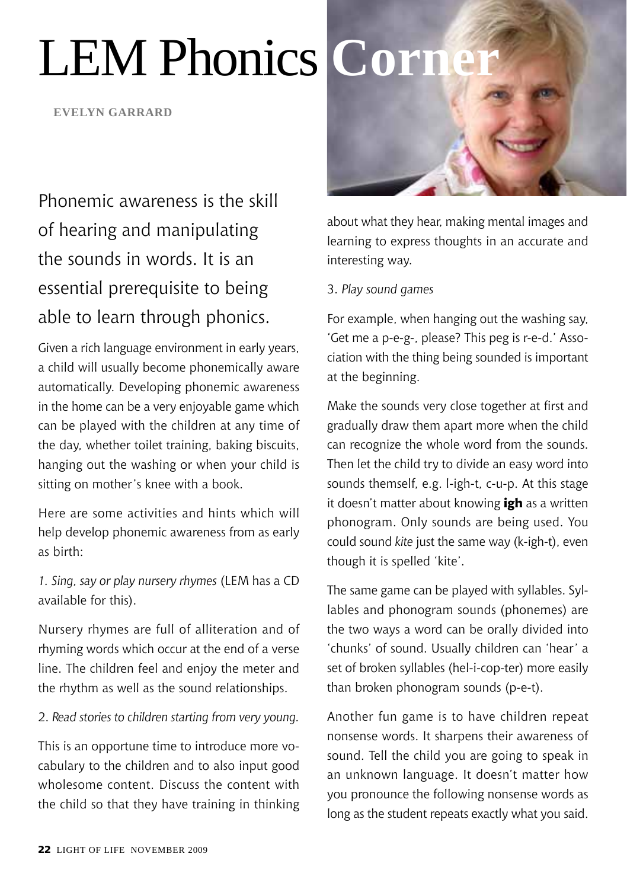# LEM Phonics Corner

**EVELYN GARRARD**

Phonemic awareness is the skill of hearing and manipulating the sounds in words. It is an essential prerequisite to being able to learn through phonics.

Given a rich language environment in early years, a child will usually become phonemically aware automatically. Developing phonemic awareness in the home can be a very enjoyable game which can be played with the children at any time of the day, whether toilet training, baking biscuits, hanging out the washing or when your child is sitting on mother's knee with a book.

Here are some activities and hints which will help develop phonemic awareness from as early as birth:

*1. Sing, say or play nursery rhymes* (LEM has a CD available for this).

Nursery rhymes are full of alliteration and of rhyming words which occur at the end of a verse line. The children feel and enjoy the meter and the rhythm as well as the sound relationships.

*2. Read stories to children starting from very young.*

This is an opportune time to introduce more vocabulary to the children and to also input good wholesome content. Discuss the content with the child so that they have training in thinking about what they hear, making mental images and learning to express thoughts in an accurate and interesting way.

*3. Play sound games*

For example, when hanging out the washing say, 'Get me a p-e-g-, please? This peg is r-e-d.' Association with the thing being sounded is important at the beginning.

Make the sounds very close together at first and gradually draw them apart more when the child can recognize the whole word from the sounds. Then let the child try to divide an easy word into sounds themself, e.g. l-igh-t, c-u-p. At this stage it doesn't matter about knowing **igh** as a written phonogram. Only sounds are being used. You could sound *kite* just the same way (k-igh-t), even though it is spelled 'kite'.

The same game can be played with syllables. Syllables and phonogram sounds (phonemes) are the two ways a word can be orally divided into 'chunks' of sound. Usually children can 'hear' a set of broken syllables (hel-i-cop-ter) more easily than broken phonogram sounds (p-e-t).

Another fun game is to have children repeat nonsense words. It sharpens their awareness of sound. Tell the child you are going to speak in an unknown language. It doesn't matter how you pronounce the following nonsense words as long as the student repeats exactly what you said.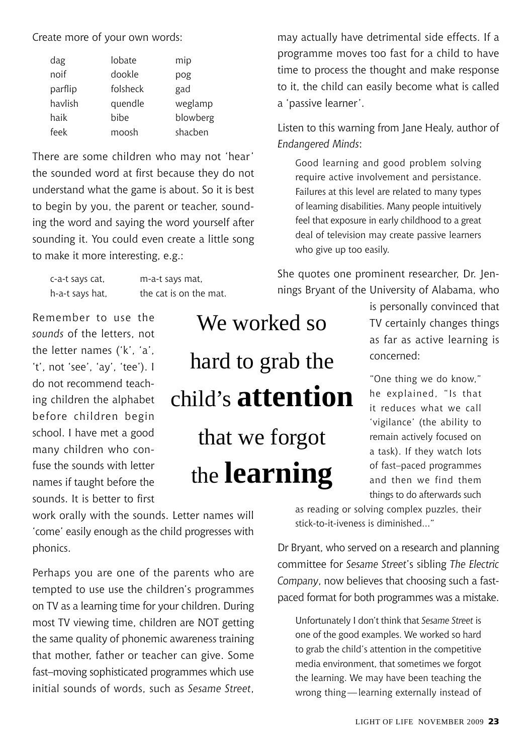Create more of your own words:

| | | |
|---|---|---|
| dag | lobate | mip |
| noif | dookle | pog |
| parflip | folsheck | gad |
| havlish | quendle | weglamp |
| haik | bibe | blowberg |
| feek | moosh | shacben |

There are some children who may not 'hear' the sounded word at first because they do not understand what the game is about. So it is best to begin by you, the parent or teacher, sounding the word and saying the word yourself after sounding it. You could even create a little song to make it more interesting, e.g.:

> c-a-t says cat, m-a-t says mat,
> h-a-t says hat, the cat is on the mat.

Remember to use the *sounds* of the letters, not the letter names ('k', 'a', 't', not 'see', 'ay', 'tee'). I do not recommend teaching children the alphabet before children begin school. I have met a good many children who confuse the sounds with letter names if taught before the sounds. It is better to first work orally with the sounds. Letter names will 'come' easily enough as the child progresses with phonics.

> We worked so hard to grab the child's **attention** that we forgot the **learning**

Perhaps you are one of the parents who are tempted to use use the children's programmes on TV as a learning time for your children. During most TV viewing time, children are NOT getting the same quality of phonemic awareness training that mother, father or teacher can give. Some fast–moving sophisticated programmes which use initial sounds of words, such as *Sesame Street*, may actually have detrimental side effects. If a programme moves too fast for a child to have time to process the thought and make response to it, the child can easily become what is called a 'passive learner'.

Listen to this warning from Jane Healy, author of *Endangered Minds*:

> Good learning and good problem solving require active involvement and persistance. Failures at this level are related to many types of learning disabilities. Many people intuitively feel that exposure in early childhood to a great deal of television may create passive learners who give up too easily.

She quotes one prominent researcher, Dr. Jennings Bryant of the University of Alabama, who is personally convinced that TV certainly changes things as far as active learning is concerned:

> "One thing we do know," he explained, "Is that it reduces what we call 'vigilance' (the ability to remain actively focused on a task). If they watch lots of fast–paced programmes and then we find them things to do afterwards such as reading or solving complex puzzles, their stick-to-it-iveness is diminished..."

Dr Bryant, who served on a research and planning committee for *Sesame Street*'s sibling *The Electric Company*, now believes that choosing such a fast-paced format for both programmes was a mistake.

> Unfortunately I don't think that *Sesame Street* is one of the good examples. We worked so hard to grab the child's attention in the competitive media environment, that sometimes we forgot the learning. We may have been teaching the wrong thing—learning externally instead of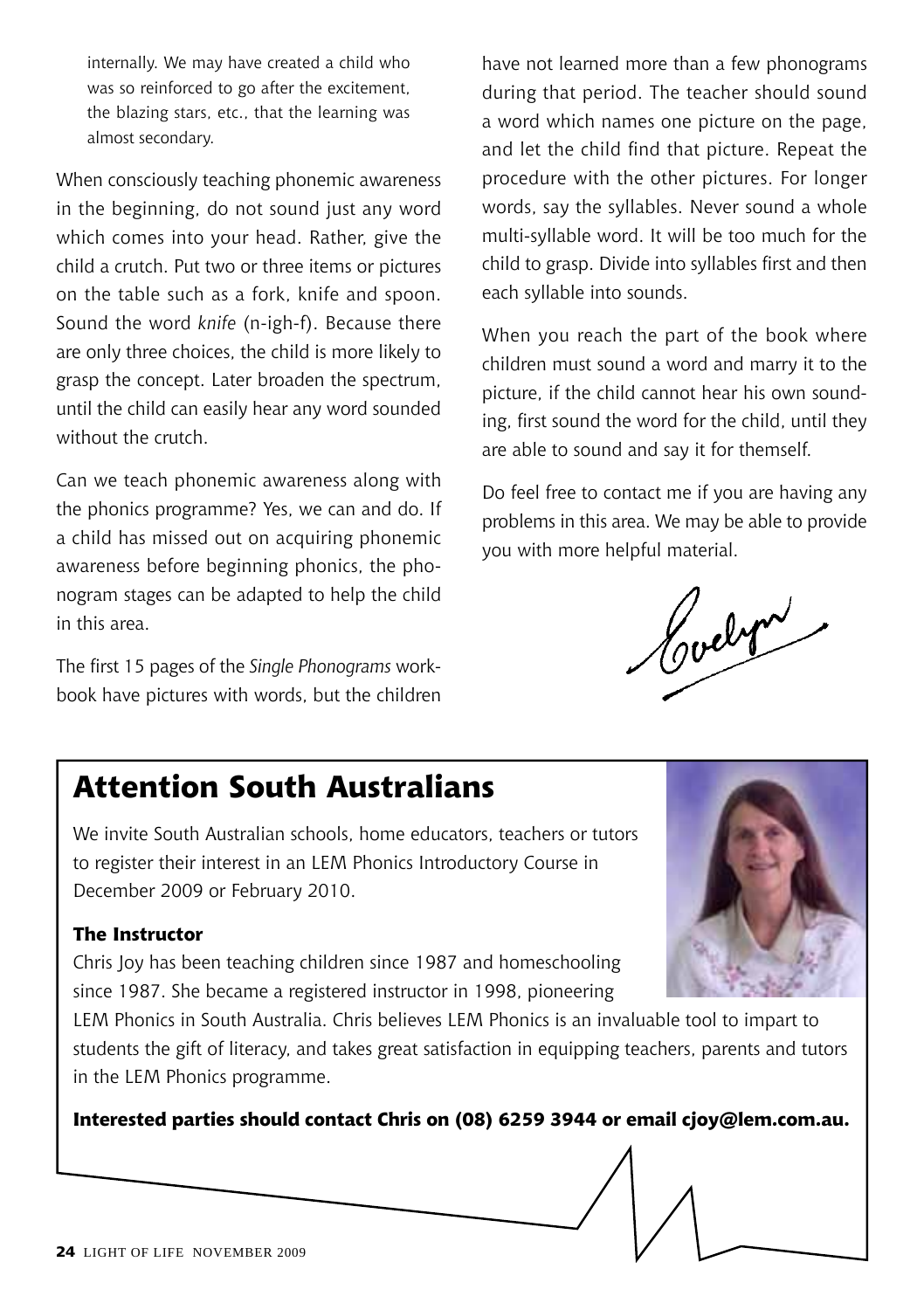internally. We may have created a child who was so reinforced to go after the excitement, the blazing stars, etc., that the learning was almost secondary.

When consciously teaching phonemic awareness in the beginning, do not sound just any word which comes into your head. Rather, give the child a crutch. Put two or three items or pictures on the table such as a fork, knife and spoon. Sound the word *knife* (n-igh-f). Because there are only three choices, the child is more likely to grasp the concept. Later broaden the spectrum, until the child can easily hear any word sounded without the crutch.

Can we teach phonemic awareness along with the phonics programme? Yes, we can and do. If a child has missed out on acquiring phonemic awareness before beginning phonics, the phonogram stages can be adapted to help the child in this area.

The first 15 pages of the *Single Phonograms* workbook have pictures with words, but the children have not learned more than a few phonograms during that period. The teacher should sound a word which names one picture on the page, and let the child find that picture. Repeat the procedure with the other pictures. For longer words, say the syllables. Never sound a whole multi-syllable word. It will be too much for the child to grasp. Divide into syllables first and then each syllable into sounds.

When you reach the part of the book where children must sound a word and marry it to the picture, if the child cannot hear his own sounding, first sound the word for the child, until they are able to sound and say it for themself.

Do feel free to contact me if you are having any problems in this area. We may be able to provide you with more helpful material.

Evelyn

## Attention South Australians

We invite South Australian schools, home educators, teachers or tutors to register their interest in an LEM Phonics Introductory Course in December 2009 or February 2010.

### The Instructor

Chris Joy has been teaching children since 1987 and homeschooling since 1987. She became a registered instructor in 1998, pioneering LEM Phonics in South Australia. Chris believes LEM Phonics is an invaluable tool to impart to students the gift of literacy, and takes great satisfaction in equipping teachers, parents and tutors in the LEM Phonics programme.

**Interested parties should contact Chris on (08) 6259 3944 or email cjoy@lem.com.au.**